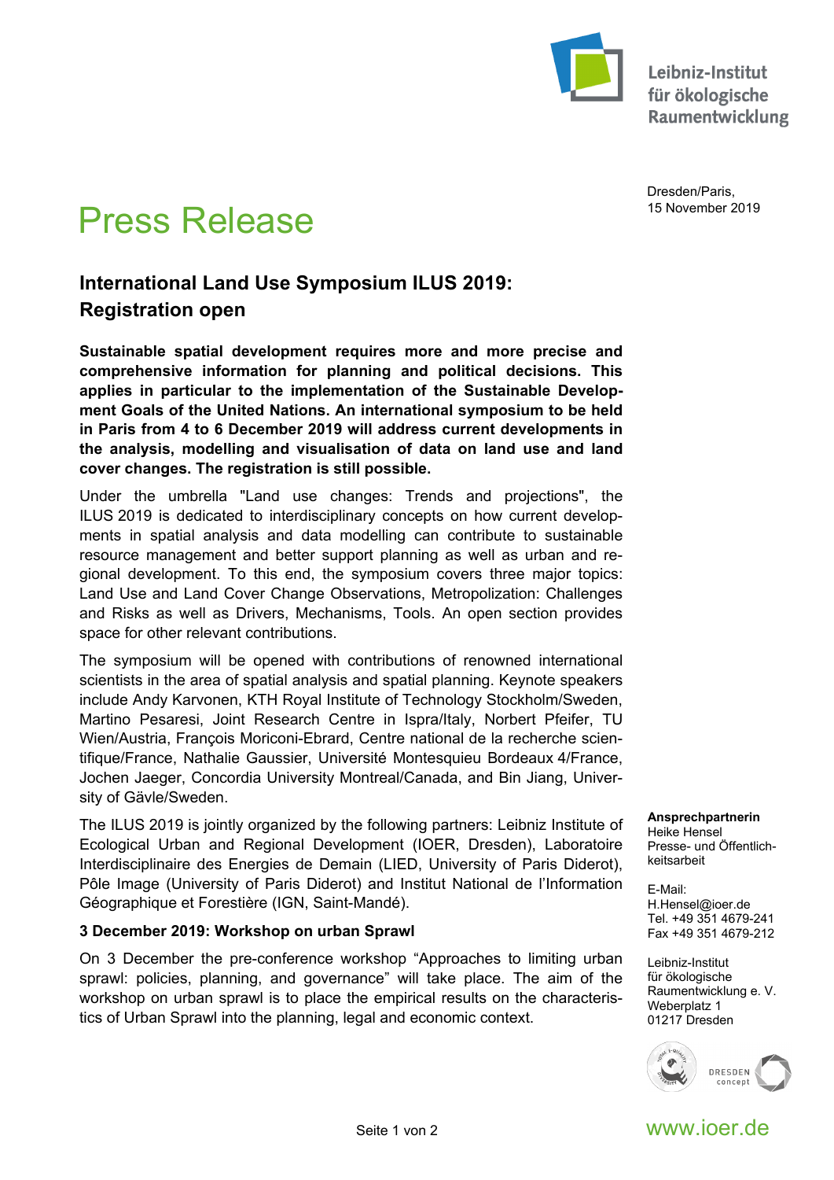Leibniz-Institut für ökologische Raumentwicklung

Dresden/Paris,
15 November 2019

# Press Release

## International Land Use Symposium ILUS 2019: Registration open

**Sustainable spatial development requires more and more precise and comprehensive information for planning and political decisions. This applies in particular to the implementation of the Sustainable Development Goals of the United Nations. An international symposium to be held in Paris from 4 to 6 December 2019 will address current developments in the analysis, modelling and visualisation of data on land use and land cover changes. The registration is still possible.**

Under the umbrella "Land use changes: Trends and projections", the ILUS 2019 is dedicated to interdisciplinary concepts on how current developments in spatial analysis and data modelling can contribute to sustainable resource management and better support planning as well as urban and regional development. To this end, the symposium covers three major topics: Land Use and Land Cover Change Observations, Metropolization: Challenges and Risks as well as Drivers, Mechanisms, Tools. An open section provides space for other relevant contributions.

The symposium will be opened with contributions of renowned international scientists in the area of spatial analysis and spatial planning. Keynote speakers include Andy Karvonen, KTH Royal Institute of Technology Stockholm/Sweden, Martino Pesaresi, Joint Research Centre in Ispra/Italy, Norbert Pfeifer, TU Wien/Austria, François Moriconi-Ebrard, Centre national de la recherche scientifique/France, Nathalie Gaussier, Université Montesquieu Bordeaux 4/France, Jochen Jaeger, Concordia University Montreal/Canada, and Bin Jiang, University of Gävle/Sweden.

The ILUS 2019 is jointly organized by the following partners: Leibniz Institute of Ecological Urban and Regional Development (IOER, Dresden), Laboratoire Interdisciplinaire des Energies de Demain (LIED, University of Paris Diderot), Pôle Image (University of Paris Diderot) and Institut National de l'Information Géographique et Forestière (IGN, Saint-Mandé).

### 3 December 2019: Workshop on urban Sprawl

On 3 December the pre-conference workshop "Approaches to limiting urban sprawl: policies, planning, and governance" will take place. The aim of the workshop on urban sprawl is to place the empirical results on the characteristics of Urban Sprawl into the planning, legal and economic context.

**Ansprechpartnerin**
Heike Hensel
Presse- und Öffentlichkeitsarbeit

E-Mail:
H.Hensel@ioer.de
Tel. +49 351 4679-241
Fax +49 351 4679-212

Leibniz-Institut
für ökologische
Raumentwicklung e. V.
Weberplatz 1
01217 Dresden

www.ioer.de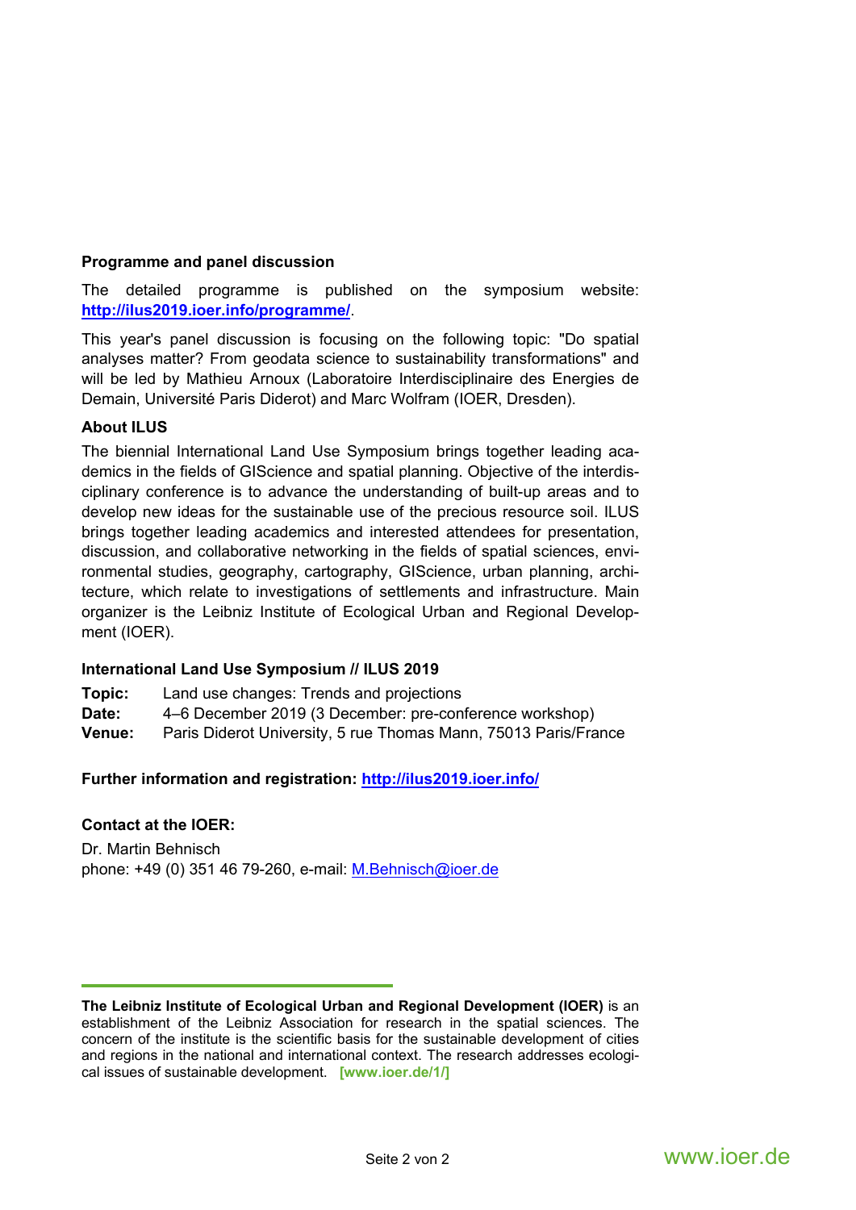**Programme and panel discussion**

The detailed programme is published on the symposium website: **http://ilus2019.ioer.info/programme/**.

This year's panel discussion is focusing on the following topic: "Do spatial analyses matter? From geodata science to sustainability transformations" and will be led by Mathieu Arnoux (Laboratoire Interdisciplinaire des Energies de Demain, Université Paris Diderot) and Marc Wolfram (IOER, Dresden).

**About ILUS**

The biennial International Land Use Symposium brings together leading academics in the fields of GIScience and spatial planning. Objective of the interdisciplinary conference is to advance the understanding of built-up areas and to develop new ideas for the sustainable use of the precious resource soil. ILUS brings together leading academics and interested attendees for presentation, discussion, and collaborative networking in the fields of spatial sciences, environmental studies, geography, cartography, GIScience, urban planning, architecture, which relate to investigations of settlements and infrastructure. Main organizer is the Leibniz Institute of Ecological Urban and Regional Development (IOER).

**International Land Use Symposium // ILUS 2019**

**Topic:** Land use changes: Trends and projections
**Date:** 4–6 December 2019 (3 December: pre-conference workshop)
**Venue:** Paris Diderot University, 5 rue Thomas Mann, 75013 Paris/France

**Further information and registration: http://ilus2019.ioer.info/**

**Contact at the IOER:**

Dr. Martin Behnisch
phone: +49 (0) 351 46 79-260, e-mail: M.Behnisch@ioer.de

---

**The Leibniz Institute of Ecological Urban and Regional Development (IOER)** is an establishment of the Leibniz Association for research in the spatial sciences. The concern of the institute is the scientific basis for the sustainable development of cities and regions in the national and international context. The research addresses ecological issues of sustainable development. **[www.ioer.de/1/]**

www.ioer.de